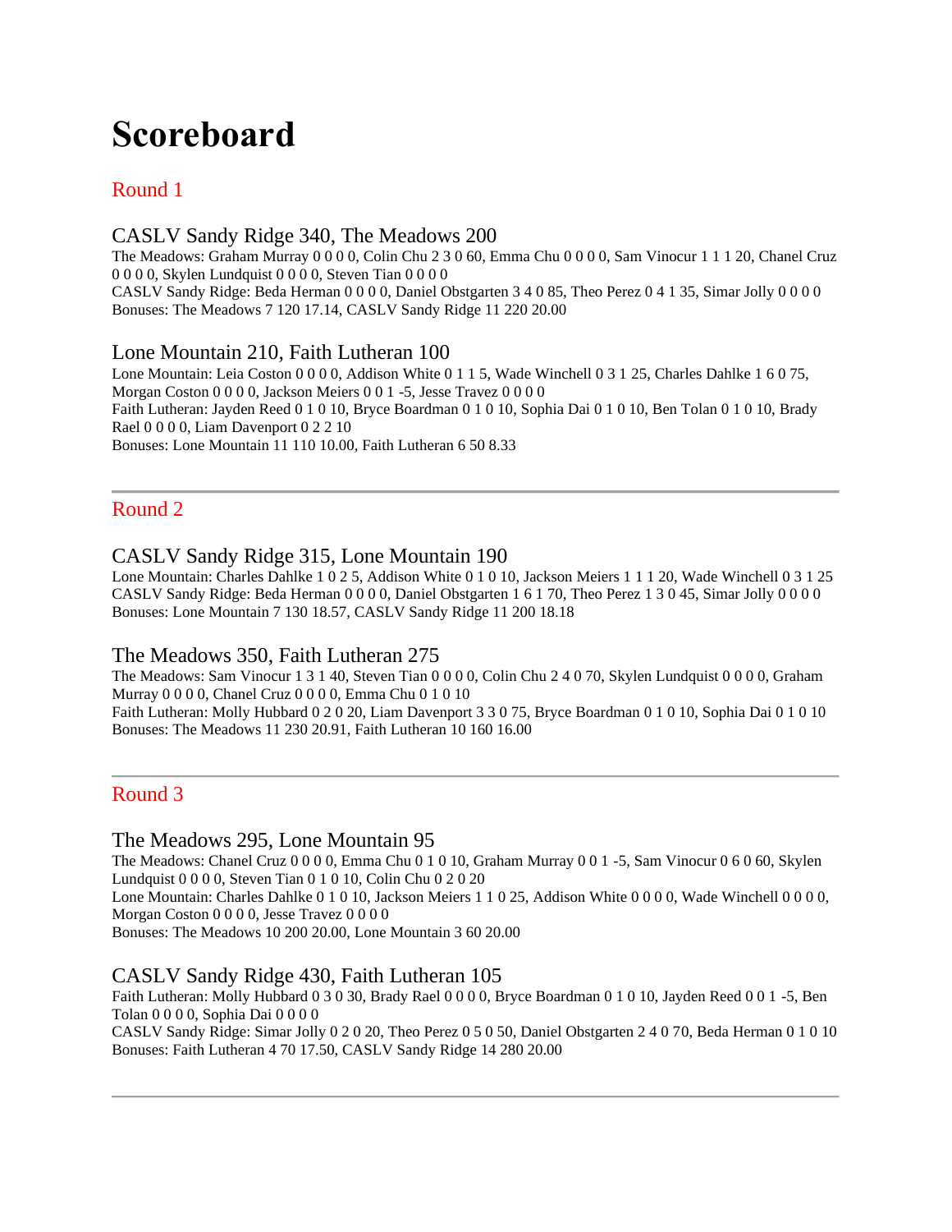# Scoreboard

## Round 1

### CASLV Sandy Ridge 340, The Meadows 200

The Meadows: Graham Murray 0 0 0 0, Colin Chu 2 3 0 60, Emma Chu 0 0 0 0, Sam Vinocur 1 1 1 20, Chanel Cruz 0 0 0 0, Skylen Lundquist 0 0 0 0, Steven Tian 0 0 0 0
CASLV Sandy Ridge: Beda Herman 0 0 0 0, Daniel Obstgarten 3 4 0 85, Theo Perez 0 4 1 35, Simar Jolly 0 0 0 0
Bonuses: The Meadows 7 120 17.14, CASLV Sandy Ridge 11 220 20.00

### Lone Mountain 210, Faith Lutheran 100

Lone Mountain: Leia Coston 0 0 0 0, Addison White 0 1 1 5, Wade Winchell 0 3 1 25, Charles Dahlke 1 6 0 75, Morgan Coston 0 0 0 0, Jackson Meiers 0 0 1 -5, Jesse Travez 0 0 0 0
Faith Lutheran: Jayden Reed 0 1 0 10, Bryce Boardman 0 1 0 10, Sophia Dai 0 1 0 10, Ben Tolan 0 1 0 10, Brady Rael 0 0 0 0, Liam Davenport 0 2 2 10
Bonuses: Lone Mountain 11 110 10.00, Faith Lutheran 6 50 8.33

---

## Round 2

### CASLV Sandy Ridge 315, Lone Mountain 190

Lone Mountain: Charles Dahlke 1 0 2 5, Addison White 0 1 0 10, Jackson Meiers 1 1 1 20, Wade Winchell 0 3 1 25
CASLV Sandy Ridge: Beda Herman 0 0 0 0, Daniel Obstgarten 1 6 1 70, Theo Perez 1 3 0 45, Simar Jolly 0 0 0 0
Bonuses: Lone Mountain 7 130 18.57, CASLV Sandy Ridge 11 200 18.18

### The Meadows 350, Faith Lutheran 275

The Meadows: Sam Vinocur 1 3 1 40, Steven Tian 0 0 0 0, Colin Chu 2 4 0 70, Skylen Lundquist 0 0 0 0, Graham Murray 0 0 0 0, Chanel Cruz 0 0 0 0, Emma Chu 0 1 0 10
Faith Lutheran: Molly Hubbard 0 2 0 20, Liam Davenport 3 3 0 75, Bryce Boardman 0 1 0 10, Sophia Dai 0 1 0 10
Bonuses: The Meadows 11 230 20.91, Faith Lutheran 10 160 16.00

---

## Round 3

### The Meadows 295, Lone Mountain 95

The Meadows: Chanel Cruz 0 0 0 0, Emma Chu 0 1 0 10, Graham Murray 0 0 1 -5, Sam Vinocur 0 6 0 60, Skylen Lundquist 0 0 0 0, Steven Tian 0 1 0 10, Colin Chu 0 2 0 20
Lone Mountain: Charles Dahlke 0 1 0 10, Jackson Meiers 1 1 0 25, Addison White 0 0 0 0, Wade Winchell 0 0 0 0, Morgan Coston 0 0 0 0, Jesse Travez 0 0 0 0
Bonuses: The Meadows 10 200 20.00, Lone Mountain 3 60 20.00

### CASLV Sandy Ridge 430, Faith Lutheran 105

Faith Lutheran: Molly Hubbard 0 3 0 30, Brady Rael 0 0 0 0, Bryce Boardman 0 1 0 10, Jayden Reed 0 0 1 -5, Ben Tolan 0 0 0 0, Sophia Dai 0 0 0 0
CASLV Sandy Ridge: Simar Jolly 0 2 0 20, Theo Perez 0 5 0 50, Daniel Obstgarten 2 4 0 70, Beda Herman 0 1 0 10
Bonuses: Faith Lutheran 4 70 17.50, CASLV Sandy Ridge 14 280 20.00

---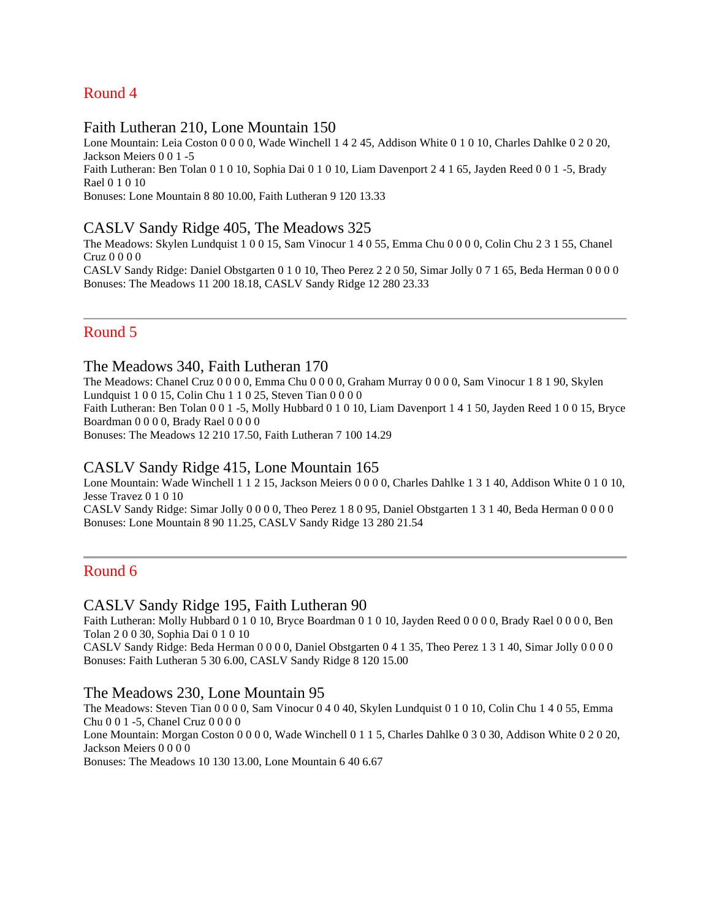## Round 4

### Faith Lutheran 210, Lone Mountain 150

Lone Mountain: Leia Coston 0 0 0 0, Wade Winchell 1 4 2 45, Addison White 0 1 0 10, Charles Dahlke 0 2 0 20, Jackson Meiers 0 0 1 -5
Faith Lutheran: Ben Tolan 0 1 0 10, Sophia Dai 0 1 0 10, Liam Davenport 2 4 1 65, Jayden Reed 0 0 1 -5, Brady Rael 0 1 0 10
Bonuses: Lone Mountain 8 80 10.00, Faith Lutheran 9 120 13.33

### CASLV Sandy Ridge 405, The Meadows 325

The Meadows: Skylen Lundquist 1 0 0 15, Sam Vinocur 1 4 0 55, Emma Chu 0 0 0 0, Colin Chu 2 3 1 55, Chanel Cruz 0 0 0 0
CASLV Sandy Ridge: Daniel Obstgarten 0 1 0 10, Theo Perez 2 2 0 50, Simar Jolly 0 7 1 65, Beda Herman 0 0 0 0
Bonuses: The Meadows 11 200 18.18, CASLV Sandy Ridge 12 280 23.33

---

## Round 5

### The Meadows 340, Faith Lutheran 170

The Meadows: Chanel Cruz 0 0 0 0, Emma Chu 0 0 0 0, Graham Murray 0 0 0 0, Sam Vinocur 1 8 1 90, Skylen Lundquist 1 0 0 15, Colin Chu 1 1 0 25, Steven Tian 0 0 0 0
Faith Lutheran: Ben Tolan 0 0 1 -5, Molly Hubbard 0 1 0 10, Liam Davenport 1 4 1 50, Jayden Reed 1 0 0 15, Bryce Boardman 0 0 0 0, Brady Rael 0 0 0 0
Bonuses: The Meadows 12 210 17.50, Faith Lutheran 7 100 14.29

### CASLV Sandy Ridge 415, Lone Mountain 165

Lone Mountain: Wade Winchell 1 1 2 15, Jackson Meiers 0 0 0 0, Charles Dahlke 1 3 1 40, Addison White 0 1 0 10, Jesse Travez 0 1 0 10
CASLV Sandy Ridge: Simar Jolly 0 0 0 0, Theo Perez 1 8 0 95, Daniel Obstgarten 1 3 1 40, Beda Herman 0 0 0 0
Bonuses: Lone Mountain 8 90 11.25, CASLV Sandy Ridge 13 280 21.54

---

## Round 6

### CASLV Sandy Ridge 195, Faith Lutheran 90

Faith Lutheran: Molly Hubbard 0 1 0 10, Bryce Boardman 0 1 0 10, Jayden Reed 0 0 0 0, Brady Rael 0 0 0 0, Ben Tolan 2 0 0 30, Sophia Dai 0 1 0 10
CASLV Sandy Ridge: Beda Herman 0 0 0 0, Daniel Obstgarten 0 4 1 35, Theo Perez 1 3 1 40, Simar Jolly 0 0 0 0
Bonuses: Faith Lutheran 5 30 6.00, CASLV Sandy Ridge 8 120 15.00

### The Meadows 230, Lone Mountain 95

The Meadows: Steven Tian 0 0 0 0, Sam Vinocur 0 4 0 40, Skylen Lundquist 0 1 0 10, Colin Chu 1 4 0 55, Emma Chu 0 0 1 -5, Chanel Cruz 0 0 0 0
Lone Mountain: Morgan Coston 0 0 0 0, Wade Winchell 0 1 1 5, Charles Dahlke 0 3 0 30, Addison White 0 2 0 20, Jackson Meiers 0 0 0 0
Bonuses: The Meadows 10 130 13.00, Lone Mountain 6 40 6.67